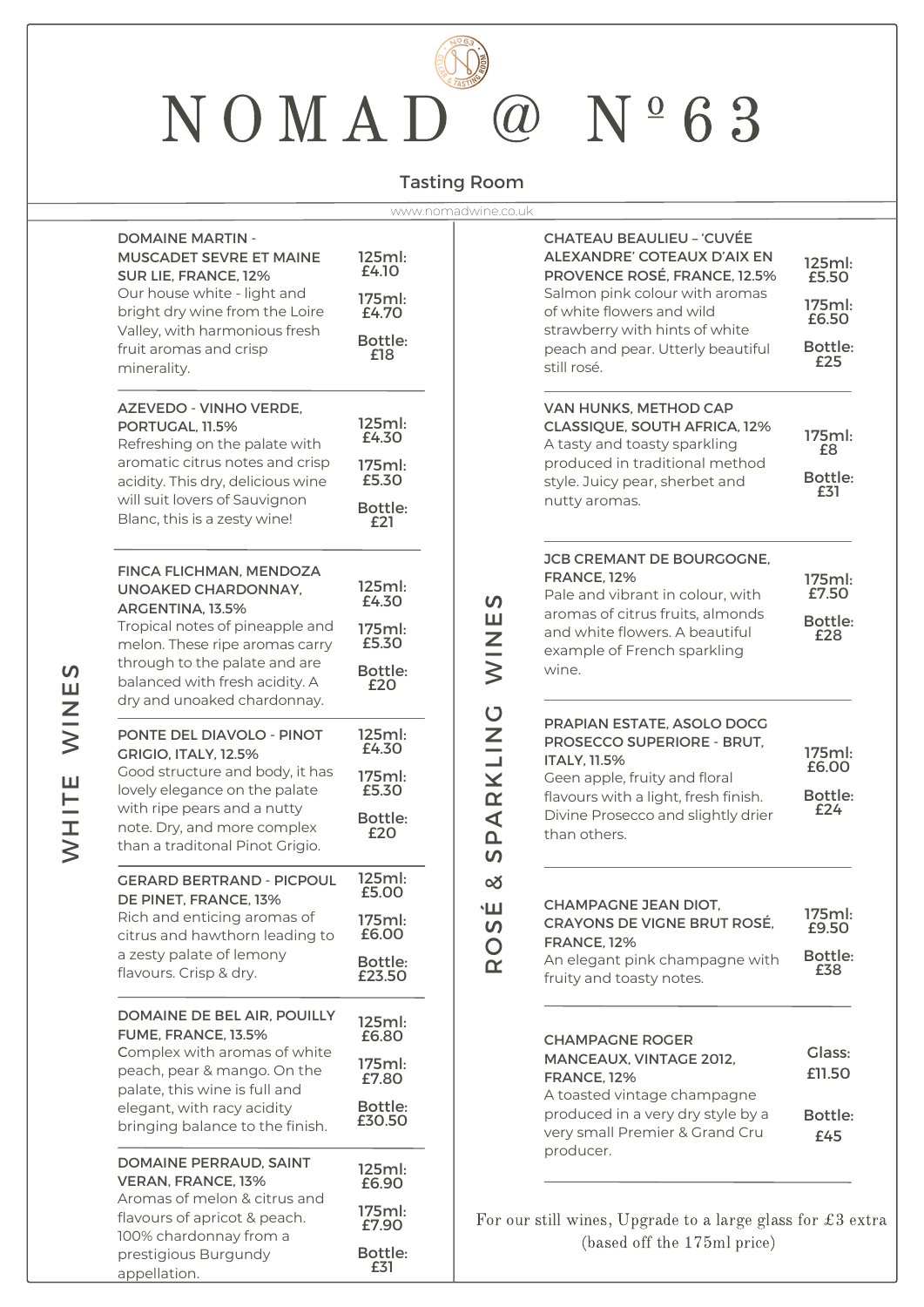# NOMAD @ Nº63

Tasting Room

www.nomadwine.co.uk

## WHITE WINES

**DOMAINE MARTIN - MUSCADET SEVRE ET MAINE SUR LIE, FRANCE, 12%**
Our house white - light and bright dry wine from the Loire Valley, with harmonious fresh fruit aromas and crisp minerality.

125ml: £4.10
175ml: £4.70
Bottle: £18

**AZEVEDO - VINHO VERDE, PORTUGAL, 11.5%**
Refreshing on the palate with aromatic citrus notes and crisp acidity. This dry, delicious wine will suit lovers of Sauvignon Blanc, this is a zesty wine!

125ml: £4.30
175ml: £5.30
Bottle: £21

**FINCA FLICHMAN, MENDOZA UNOAKED CHARDONNAY, ARGENTINA, 13.5%**
Tropical notes of pineapple and melon. These ripe aromas carry through to the palate and are balanced with fresh acidity. A dry and unoaked chardonnay.

125ml: £4.30
175ml: £5.30
Bottle: £20

**PONTE DEL DIAVOLO - PINOT GRIGIO, ITALY, 12.5%**
Good structure and body, it has lovely elegance on the palate with ripe pears and a nutty note. Dry, and more complex than a traditonal Pinot Grigio.

125ml: £4.30
175ml: £5.30
Bottle: £20

**GERARD BERTRAND - PICPOUL DE PINET, FRANCE, 13%**
Rich and enticing aromas of citrus and hawthorn leading to a zesty palate of lemony flavours. Crisp & dry.

125ml: £5.00
175ml: £6.00
Bottle: £23.50

**DOMAINE DE BEL AIR, POUILLY FUME, FRANCE, 13.5%**
Complex with aromas of white peach, pear & mango. On the palate, this wine is full and elegant, with racy acidity bringing balance to the finish.

125ml: £6.80
175ml: £7.80
Bottle: £30.50

**DOMAINE PERRAUD, SAINT VERAN, FRANCE, 13%**
Aromas of melon & citrus and flavours of apricot & peach. 100% chardonnay from a prestigious Burgundy appellation.

125ml: £6.90
175ml: £7.90
Bottle: £31

## ROSÉ & SPARKLING WINES

**CHATEAU BEAULIEU – 'CUVÉE ALEXANDRE' COTEAUX D'AIX EN PROVENCE ROSÉ, FRANCE, 12.5%**
Salmon pink colour with aromas of white flowers and wild strawberry with hints of white peach and pear. Utterly beautiful still rosé.

125ml: £5.50
175ml: £6.50
Bottle: £25

**VAN HUNKS, METHOD CAP CLASSIQUE, SOUTH AFRICA, 12%**
A tasty and toasty sparkling produced in traditional method style. Juicy pear, sherbet and nutty aromas.

175ml: £8
Bottle: £31

**JCB CREMANT DE BOURGOGNE, FRANCE, 12%**
Pale and vibrant in colour, with aromas of citrus fruits, almonds and white flowers. A beautiful example of French sparkling wine.

175ml: £7.50
Bottle: £28

**PRAPIAN ESTATE, ASOLO DOCG PROSECCO SUPERIORE - BRUT, ITALY, 11.5%**
Geen apple, fruity and floral flavours with a light, fresh finish. Divine Prosecco and slightly drier than others.

175ml: £6.00
Bottle: £24

**CHAMPAGNE JEAN DIOT, CRAYONS DE VIGNE BRUT ROSÉ, FRANCE, 12%**
An elegant pink champagne with fruity and toasty notes.

175ml: £9.50
Bottle: £38

**CHAMPAGNE ROGER MANCEAUX, VINTAGE 2012, FRANCE, 12%**
A toasted vintage champagne produced in a very dry style by a very small Premier & Grand Cru producer.

Glass: £11.50
Bottle: £45

For our still wines, Upgrade to a large glass for £3 extra (based off the 175ml price)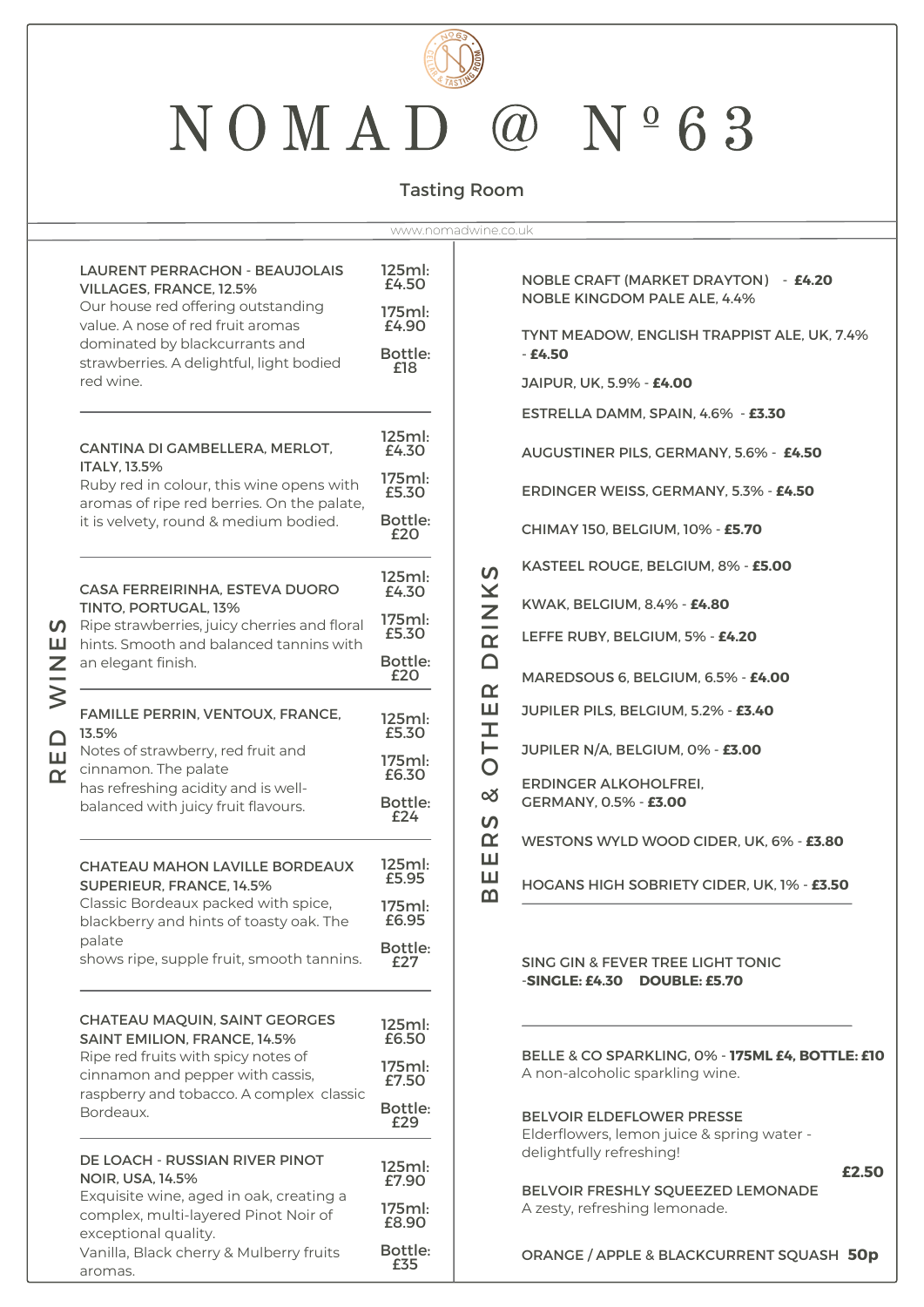# NOMAD @ Nº63

## Tasting Room

www.nomadwine.co.uk

## RED WINES

**LAURENT PERRACHON - BEAUJOLAIS VILLAGES, FRANCE, 12.5%**
Our house red offering outstanding value. A nose of red fruit aromas dominated by blackcurrants and strawberries. A delightful, light bodied red wine.
125ml: £4.50 | 175ml: £4.90 | Bottle: £18

**CANTINA DI GAMBELLERA, MERLOT, ITALY, 13.5%**
Ruby red in colour, this wine opens with aromas of ripe red berries. On the palate, it is velvety, round & medium bodied.
125ml: £4.30 | 175ml: £5.30 | Bottle: £20

**CASA FERREIRINHA, ESTEVA DUORO TINTO, PORTUGAL, 13%**
Ripe strawberries, juicy cherries and floral hints. Smooth and balanced tannins with an elegant finish.
125ml: £4.30 | 175ml: £5.30 | Bottle: £20

**FAMILLE PERRIN, VENTOUX, FRANCE, 13.5%**
Notes of strawberry, red fruit and cinnamon. The palate has refreshing acidity and is well-balanced with juicy fruit flavours.
125ml: £5.30 | 175ml: £6.30 | Bottle: £24

**CHATEAU MAHON LAVILLE BORDEAUX SUPERIEUR, FRANCE, 14.5%**
Classic Bordeaux packed with spice, blackberry and hints of toasty oak. The palate shows ripe, supple fruit, smooth tannins.
125ml: £5.95 | 175ml: £6.95 | Bottle: £27

**CHATEAU MAQUIN, SAINT GEORGES SAINT EMILION, FRANCE, 14.5%**
Ripe red fruits with spicy notes of cinnamon and pepper with cassis, raspberry and tobacco. A complex classic Bordeaux.
125ml: £6.50 | 175ml: £7.50 | Bottle: £29

**DE LOACH - RUSSIAN RIVER PINOT NOIR, USA, 14.5%**
Exquisite wine, aged in oak, creating a complex, multi-layered Pinot Noir of exceptional quality.
Vanilla, Black cherry & Mulberry fruits aromas.
125ml: £7.90 | 175ml: £8.90 | Bottle: £35

## BEERS & OTHER DRINKS

NOBLE CRAFT (MARKET DRAYTON) - **£4.20**
NOBLE KINGDOM PALE ALE, 4.4%

TYNT MEADOW, ENGLISH TRAPPIST ALE, UK, 7.4% - **£4.50**

JAIPUR, UK, 5.9% - **£4.00**

ESTRELLA DAMM, SPAIN, 4.6% - **£3.30**

AUGUSTINER PILS, GERMANY, 5.6% - **£4.50**

ERDINGER WEISS, GERMANY, 5.3% - **£4.50**

CHIMAY 150, BELGIUM, 10% - **£5.70**

KASTEEL ROUGE, BELGIUM, 8% - **£5.00**

KWAK, BELGIUM, 8.4% - **£4.80**

LEFFE RUBY, BELGIUM, 5% - **£4.20**

MAREDSOUS 6, BELGIUM, 6.5% - **£4.00**

JUPILER PILS, BELGIUM, 5.2% - **£3.40**

JUPILER N/A, BELGIUM, 0% - **£3.00**

ERDINGER ALKOHOLFREI, GERMANY, 0.5% - **£3.00**

WESTONS WYLD WOOD CIDER, UK, 6% - **£3.80**

HOGANS HIGH SOBRIETY CIDER, UK, 1% - **£3.50**

---

SING GIN & FEVER TREE LIGHT TONIC
-**SINGLE: £4.30 DOUBLE: £5.70**

---

BELLE & CO SPARKLING, 0% - **175ML £4, BOTTLE: £10**
A non-alcoholic sparkling wine.

BELVOIR ELDEFLOWER PRESSE
Elderflowers, lemon juice & spring water - delightfully refreshing!

**£2.50**

BELVOIR FRESHLY SQUEEZED LEMONADE
A zesty, refreshing lemonade.

ORANGE / APPLE & BLACKCURRENT SQUASH **50p**